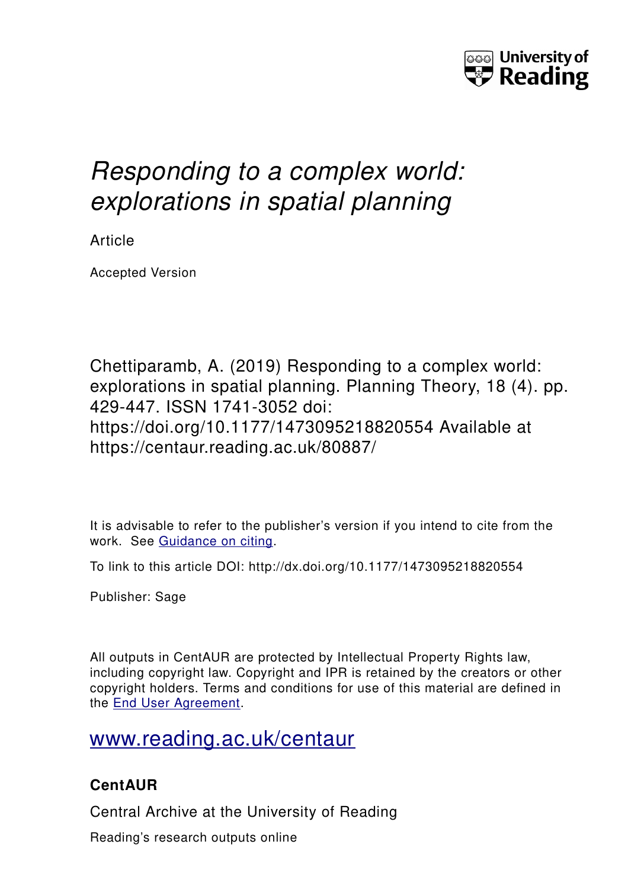# *Responding to a complex world: explorations in spatial planning*

Article

Accepted Version

Chettiparamb, A. (2019) Responding to a complex world: explorations in spatial planning. Planning Theory, 18 (4). pp. 429-447. ISSN 1741-3052 doi: https://doi.org/10.1177/1473095218820554 Available at https://centaur.reading.ac.uk/80887/

It is advisable to refer to the publisher's version if you intend to cite from the work. See Guidance on citing.

To link to this article DOI: http://dx.doi.org/10.1177/1473095218820554

Publisher: Sage

All outputs in CentAUR are protected by Intellectual Property Rights law, including copyright law. Copyright and IPR is retained by the creators or other copyright holders. Terms and conditions for use of this material are defined in the End User Agreement.

www.reading.ac.uk/centaur

## CentAUR

Central Archive at the University of Reading

Reading's research outputs online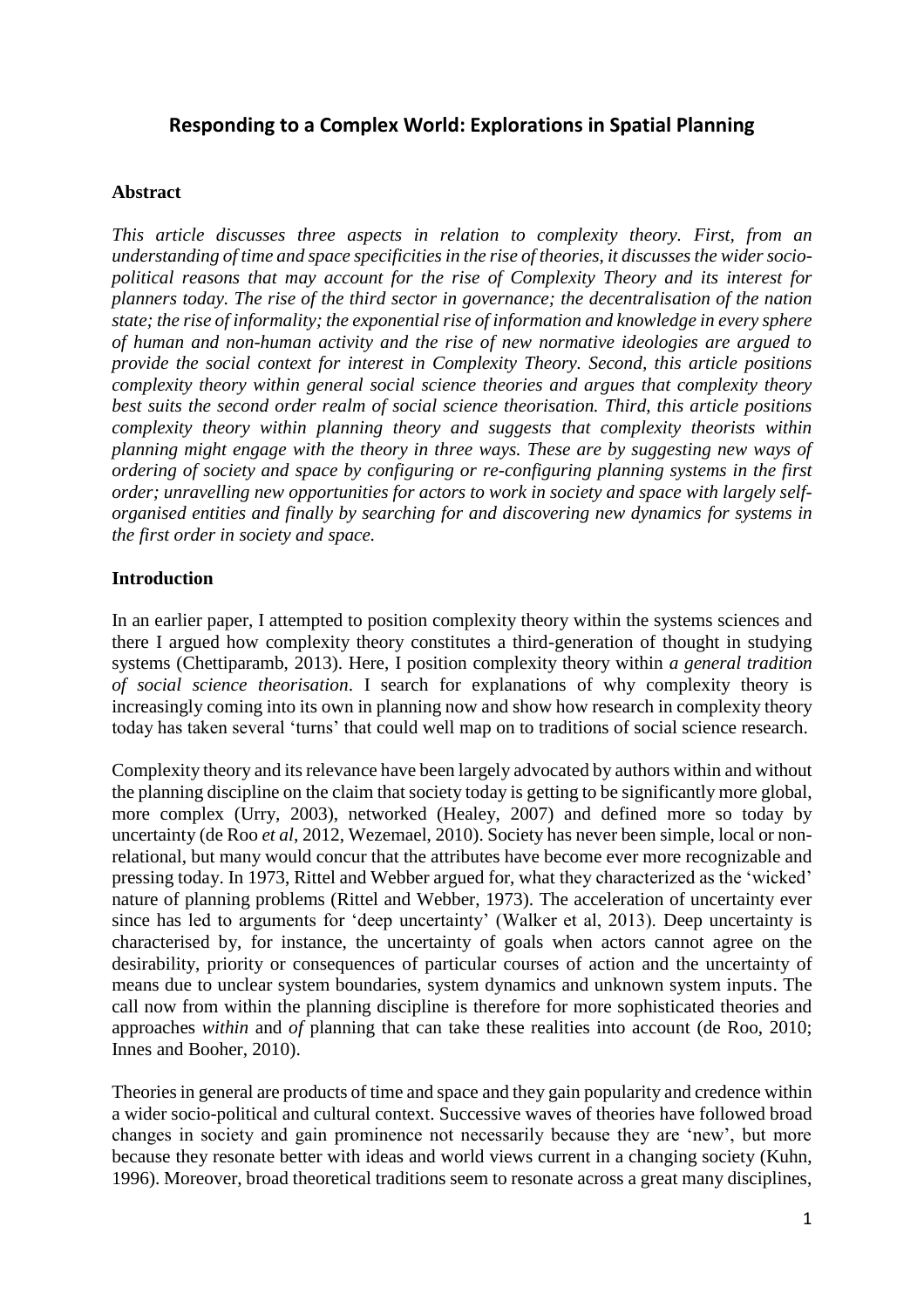# Responding to a Complex World: Explorations in Spatial Planning

## Abstract

*This article discusses three aspects in relation to complexity theory. First, from an understanding of time and space specificities in the rise of theories, it discusses the wider socio-political reasons that may account for the rise of Complexity Theory and its interest for planners today. The rise of the third sector in governance; the decentralisation of the nation state; the rise of informality; the exponential rise of information and knowledge in every sphere of human and non-human activity and the rise of new normative ideologies are argued to provide the social context for interest in Complexity Theory. Second, this article positions complexity theory within general social science theories and argues that complexity theory best suits the second order realm of social science theorisation. Third, this article positions complexity theory within planning theory and suggests that complexity theorists within planning might engage with the theory in three ways. These are by suggesting new ways of ordering of society and space by configuring or re-configuring planning systems in the first order; unravelling new opportunities for actors to work in society and space with largely self-organised entities and finally by searching for and discovering new dynamics for systems in the first order in society and space.*

## Introduction

In an earlier paper, I attempted to position complexity theory within the systems sciences and there I argued how complexity theory constitutes a third-generation of thought in studying systems (Chettiparamb, 2013). Here, I position complexity theory within *a general tradition of social science theorisation*. I search for explanations of why complexity theory is increasingly coming into its own in planning now and show how research in complexity theory today has taken several 'turns' that could well map on to traditions of social science research.

Complexity theory and its relevance have been largely advocated by authors within and without the planning discipline on the claim that society today is getting to be significantly more global, more complex (Urry, 2003), networked (Healey, 2007) and defined more so today by uncertainty (de Roo *et al*, 2012, Wezemael, 2010). Society has never been simple, local or non-relational, but many would concur that the attributes have become ever more recognizable and pressing today. In 1973, Rittel and Webber argued for, what they characterized as the 'wicked' nature of planning problems (Rittel and Webber, 1973). The acceleration of uncertainty ever since has led to arguments for 'deep uncertainty' (Walker et al, 2013). Deep uncertainty is characterised by, for instance, the uncertainty of goals when actors cannot agree on the desirability, priority or consequences of particular courses of action and the uncertainty of means due to unclear system boundaries, system dynamics and unknown system inputs. The call now from within the planning discipline is therefore for more sophisticated theories and approaches *within* and *of* planning that can take these realities into account (de Roo, 2010; Innes and Booher, 2010).

Theories in general are products of time and space and they gain popularity and credence within a wider socio-political and cultural context. Successive waves of theories have followed broad changes in society and gain prominence not necessarily because they are 'new', but more because they resonate better with ideas and world views current in a changing society (Kuhn, 1996). Moreover, broad theoretical traditions seem to resonate across a great many disciplines,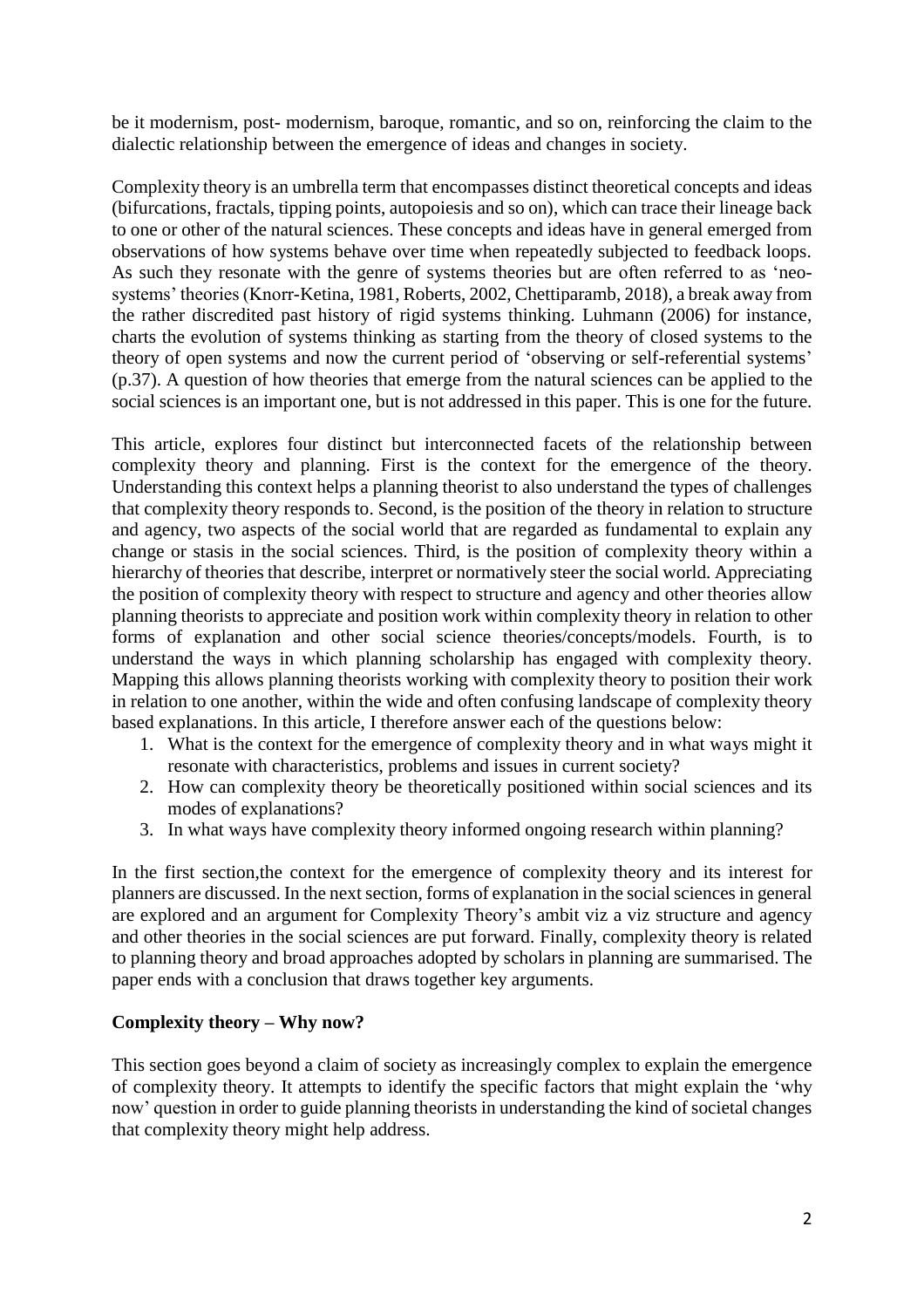be it modernism, post- modernism, baroque, romantic, and so on, reinforcing the claim to the dialectic relationship between the emergence of ideas and changes in society.

Complexity theory is an umbrella term that encompasses distinct theoretical concepts and ideas (bifurcations, fractals, tipping points, autopoiesis and so on), which can trace their lineage back to one or other of the natural sciences. These concepts and ideas have in general emerged from observations of how systems behave over time when repeatedly subjected to feedback loops. As such they resonate with the genre of systems theories but are often referred to as 'neo-systems' theories (Knorr-Ketina, 1981, Roberts, 2002, Chettiparamb, 2018), a break away from the rather discredited past history of rigid systems thinking. Luhmann (2006) for instance, charts the evolution of systems thinking as starting from the theory of closed systems to the theory of open systems and now the current period of 'observing or self-referential systems' (p.37). A question of how theories that emerge from the natural sciences can be applied to the social sciences is an important one, but is not addressed in this paper. This is one for the future.

This article, explores four distinct but interconnected facets of the relationship between complexity theory and planning. First is the context for the emergence of the theory. Understanding this context helps a planning theorist to also understand the types of challenges that complexity theory responds to. Second, is the position of the theory in relation to structure and agency, two aspects of the social world that are regarded as fundamental to explain any change or stasis in the social sciences. Third, is the position of complexity theory within a hierarchy of theories that describe, interpret or normatively steer the social world. Appreciating the position of complexity theory with respect to structure and agency and other theories allow planning theorists to appreciate and position work within complexity theory in relation to other forms of explanation and other social science theories/concepts/models. Fourth, is to understand the ways in which planning scholarship has engaged with complexity theory. Mapping this allows planning theorists working with complexity theory to position their work in relation to one another, within the wide and often confusing landscape of complexity theory based explanations. In this article, I therefore answer each of the questions below:

1. What is the context for the emergence of complexity theory and in what ways might it resonate with characteristics, problems and issues in current society?
2. How can complexity theory be theoretically positioned within social sciences and its modes of explanations?
3. In what ways have complexity theory informed ongoing research within planning?

In the first section,the context for the emergence of complexity theory and its interest for planners are discussed. In the next section, forms of explanation in the social sciences in general are explored and an argument for Complexity Theory's ambit viz a viz structure and agency and other theories in the social sciences are put forward. Finally, complexity theory is related to planning theory and broad approaches adopted by scholars in planning are summarised. The paper ends with a conclusion that draws together key arguments.

## Complexity theory – Why now?

This section goes beyond a claim of society as increasingly complex to explain the emergence of complexity theory. It attempts to identify the specific factors that might explain the 'why now' question in order to guide planning theorists in understanding the kind of societal changes that complexity theory might help address.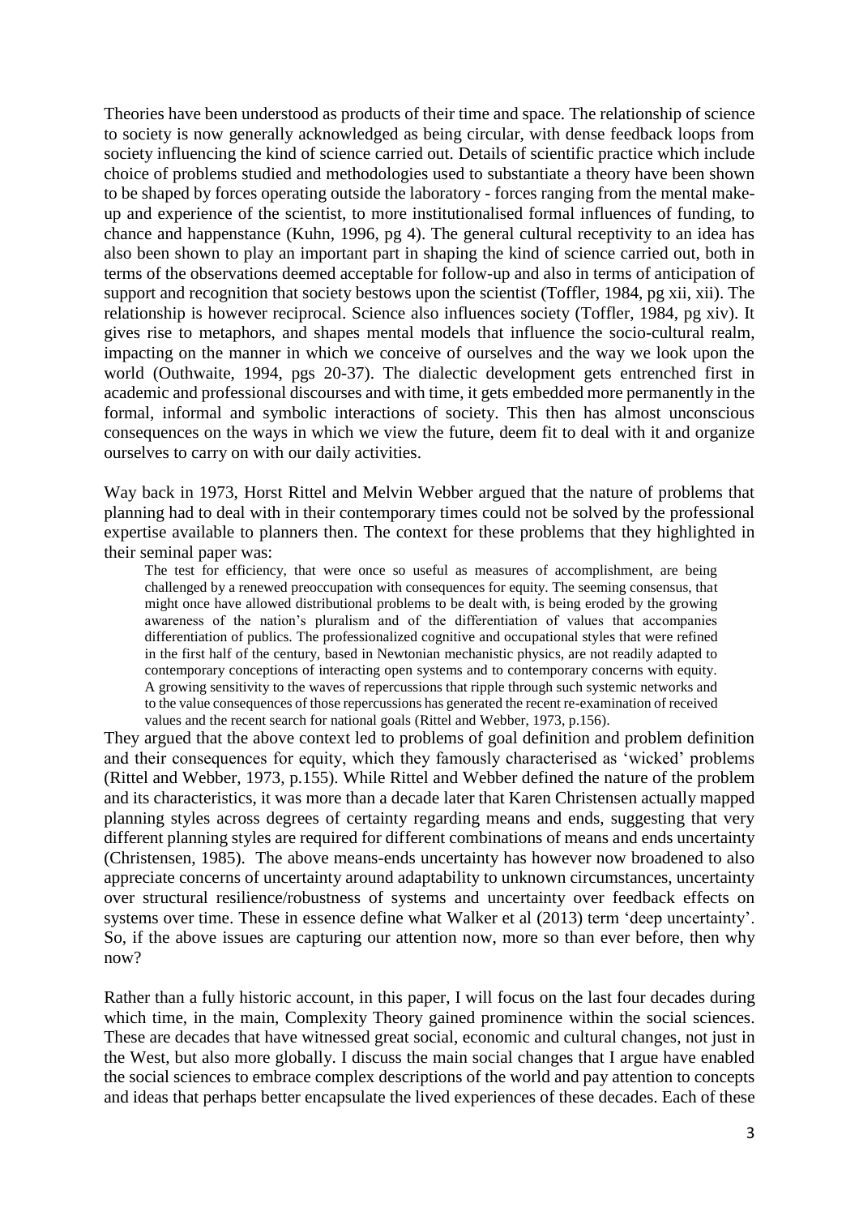Theories have been understood as products of their time and space. The relationship of science to society is now generally acknowledged as being circular, with dense feedback loops from society influencing the kind of science carried out. Details of scientific practice which include choice of problems studied and methodologies used to substantiate a theory have been shown to be shaped by forces operating outside the laboratory - forces ranging from the mental make-up and experience of the scientist, to more institutionalised formal influences of funding, to chance and happenstance (Kuhn, 1996, pg 4). The general cultural receptivity to an idea has also been shown to play an important part in shaping the kind of science carried out, both in terms of the observations deemed acceptable for follow-up and also in terms of anticipation of support and recognition that society bestows upon the scientist (Toffler, 1984, pg xii, xii). The relationship is however reciprocal. Science also influences society (Toffler, 1984, pg xiv). It gives rise to metaphors, and shapes mental models that influence the socio-cultural realm, impacting on the manner in which we conceive of ourselves and the way we look upon the world (Outhwaite, 1994, pgs 20-37). The dialectic development gets entrenched first in academic and professional discourses and with time, it gets embedded more permanently in the formal, informal and symbolic interactions of society. This then has almost unconscious consequences on the ways in which we view the future, deem fit to deal with it and organize ourselves to carry on with our daily activities.

Way back in 1973, Horst Rittel and Melvin Webber argued that the nature of problems that planning had to deal with in their contemporary times could not be solved by the professional expertise available to planners then. The context for these problems that they highlighted in their seminal paper was:

> The test for efficiency, that were once so useful as measures of accomplishment, are being challenged by a renewed preoccupation with consequences for equity. The seeming consensus, that might once have allowed distributional problems to be dealt with, is being eroded by the growing awareness of the nation's pluralism and of the differentiation of values that accompanies differentiation of publics. The professionalized cognitive and occupational styles that were refined in the first half of the century, based in Newtonian mechanistic physics, are not readily adapted to contemporary conceptions of interacting open systems and to contemporary concerns with equity. A growing sensitivity to the waves of repercussions that ripple through such systemic networks and to the value consequences of those repercussions has generated the recent re-examination of received values and the recent search for national goals (Rittel and Webber, 1973, p.156).

They argued that the above context led to problems of goal definition and problem definition and their consequences for equity, which they famously characterised as 'wicked' problems (Rittel and Webber, 1973, p.155). While Rittel and Webber defined the nature of the problem and its characteristics, it was more than a decade later that Karen Christensen actually mapped planning styles across degrees of certainty regarding means and ends, suggesting that very different planning styles are required for different combinations of means and ends uncertainty (Christensen, 1985). The above means-ends uncertainty has however now broadened to also appreciate concerns of uncertainty around adaptability to unknown circumstances, uncertainty over structural resilience/robustness of systems and uncertainty over feedback effects on systems over time. These in essence define what Walker et al (2013) term 'deep uncertainty'. So, if the above issues are capturing our attention now, more so than ever before, then why now?

Rather than a fully historic account, in this paper, I will focus on the last four decades during which time, in the main, Complexity Theory gained prominence within the social sciences. These are decades that have witnessed great social, economic and cultural changes, not just in the West, but also more globally. I discuss the main social changes that I argue have enabled the social sciences to embrace complex descriptions of the world and pay attention to concepts and ideas that perhaps better encapsulate the lived experiences of these decades. Each of these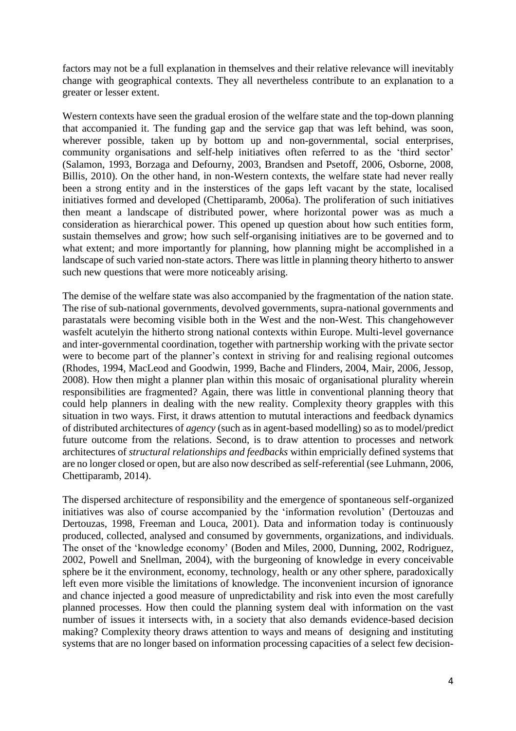factors may not be a full explanation in themselves and their relative relevance will inevitably change with geographical contexts. They all nevertheless contribute to an explanation to a greater or lesser extent.

Western contexts have seen the gradual erosion of the welfare state and the top-down planning that accompanied it. The funding gap and the service gap that was left behind, was soon, wherever possible, taken up by bottom up and non-governmental, social enterprises, community organisations and self-help initiatives often referred to as the 'third sector' (Salamon, 1993, Borzaga and Defourny, 2003, Brandsen and Psetoff, 2006, Osborne, 2008, Billis, 2010). On the other hand, in non-Western contexts, the welfare state had never really been a strong entity and in the insterstices of the gaps left vacant by the state, localised initiatives formed and developed (Chettiparamb, 2006a). The proliferation of such initiatives then meant a landscape of distributed power, where horizontal power was as much a consideration as hierarchical power. This opened up question about how such entities form, sustain themselves and grow; how such self-organising initiatives are to be governed and to what extent; and more importantly for planning, how planning might be accomplished in a landscape of such varied non-state actors. There was little in planning theory hitherto to answer such new questions that were more noticeably arising.

The demise of the welfare state was also accompanied by the fragmentation of the nation state. The rise of sub-national governments, devolved governments, supra-national governments and parastatals were becoming visible both in the West and the non-West. This changehowever wasfelt acutelyin the hitherto strong national contexts within Europe. Multi-level governance and inter-governmental coordination, together with partnership working with the private sector were to become part of the planner's context in striving for and realising regional outcomes (Rhodes, 1994, MacLeod and Goodwin, 1999, Bache and Flinders, 2004, Mair, 2006, Jessop, 2008). How then might a planner plan within this mosaic of organisational plurality wherein responsibilities are fragmented? Again, there was little in conventional planning theory that could help planners in dealing with the new reality. Complexity theory grapples with this situation in two ways. First, it draws attention to mutual interactions and feedback dynamics of distributed architectures of *agency* (such as in agent-based modelling) so as to model/predict future outcome from the relations. Second, is to draw attention to processes and network architectures of *structural relationships and feedbacks* within empricially defined systems that are no longer closed or open, but are also now described as self-referential (see Luhmann, 2006, Chettiparamb, 2014).

The dispersed architecture of responsibility and the emergence of spontaneous self-organized initiatives was also of course accompanied by the 'information revolution' (Dertouzas and Dertouzas, 1998, Freeman and Louca, 2001). Data and information today is continuously produced, collected, analysed and consumed by governments, organizations, and individuals. The onset of the 'knowledge economy' (Boden and Miles, 2000, Dunning, 2002, Rodriguez, 2002, Powell and Snellman, 2004), with the burgeoning of knowledge in every conceivable sphere be it the environment, economy, technology, health or any other sphere, paradoxically left even more visible the limitations of knowledge. The inconvenient incursion of ignorance and chance injected a good measure of unpredictability and risk into even the most carefully planned processes. How then could the planning system deal with information on the vast number of issues it intersects with, in a society that also demands evidence-based decision making? Complexity theory draws attention to ways and means of designing and instituting systems that are no longer based on information processing capacities of a select few decision-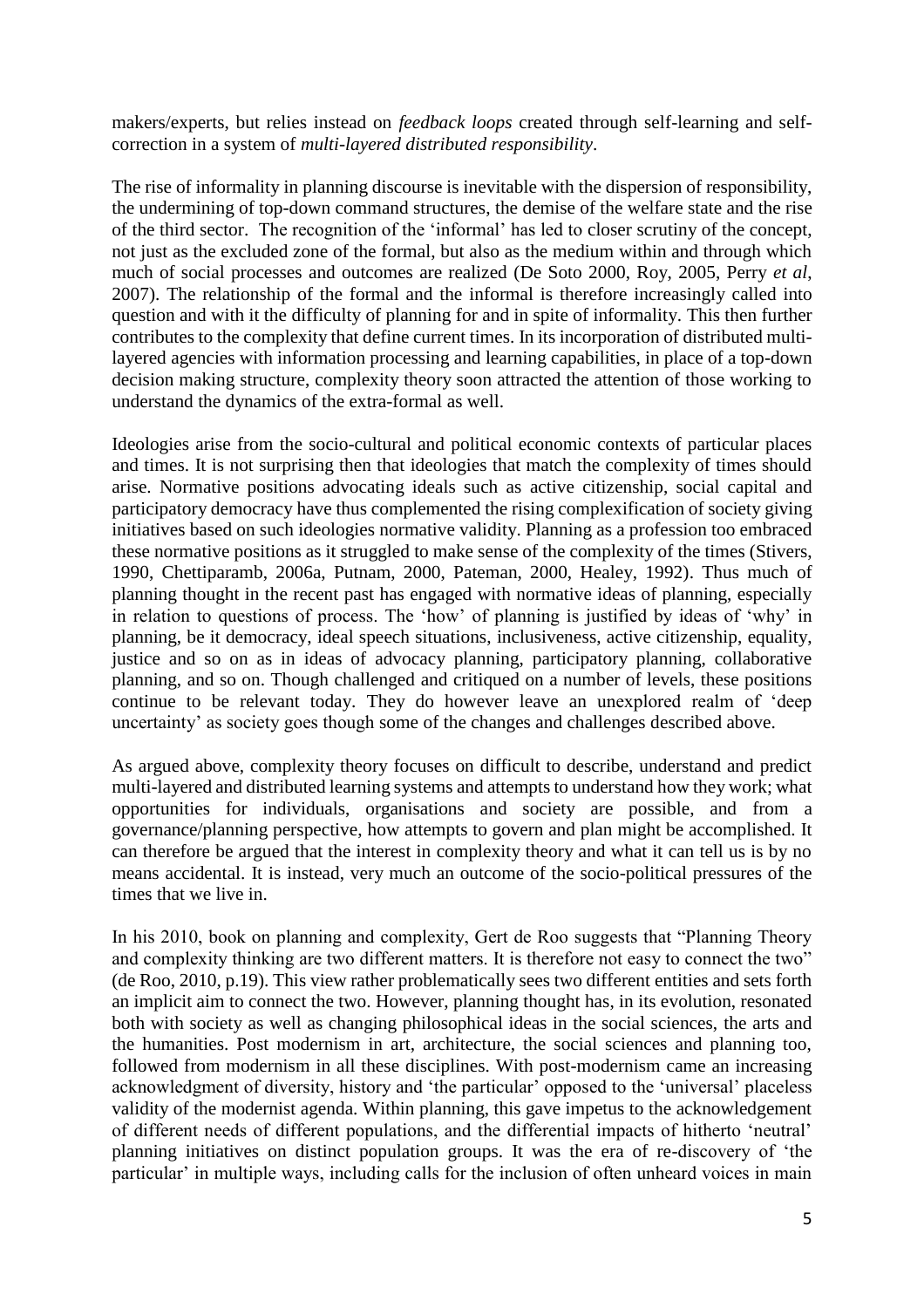makers/experts, but relies instead on *feedback loops* created through self-learning and self-correction in a system of *multi-layered distributed responsibility*.

The rise of informality in planning discourse is inevitable with the dispersion of responsibility, the undermining of top-down command structures, the demise of the welfare state and the rise of the third sector. The recognition of the 'informal' has led to closer scrutiny of the concept, not just as the excluded zone of the formal, but also as the medium within and through which much of social processes and outcomes are realized (De Soto 2000, Roy, 2005, Perry *et al*, 2007). The relationship of the formal and the informal is therefore increasingly called into question and with it the difficulty of planning for and in spite of informality. This then further contributes to the complexity that define current times. In its incorporation of distributed multi-layered agencies with information processing and learning capabilities, in place of a top-down decision making structure, complexity theory soon attracted the attention of those working to understand the dynamics of the extra-formal as well.

Ideologies arise from the socio-cultural and political economic contexts of particular places and times. It is not surprising then that ideologies that match the complexity of times should arise. Normative positions advocating ideals such as active citizenship, social capital and participatory democracy have thus complemented the rising complexification of society giving initiatives based on such ideologies normative validity. Planning as a profession too embraced these normative positions as it struggled to make sense of the complexity of the times (Stivers, 1990, Chettiparamb, 2006a, Putnam, 2000, Pateman, 2000, Healey, 1992). Thus much of planning thought in the recent past has engaged with normative ideas of planning, especially in relation to questions of process. The 'how' of planning is justified by ideas of 'why' in planning, be it democracy, ideal speech situations, inclusiveness, active citizenship, equality, justice and so on as in ideas of advocacy planning, participatory planning, collaborative planning, and so on. Though challenged and critiqued on a number of levels, these positions continue to be relevant today. They do however leave an unexplored realm of 'deep uncertainty' as society goes though some of the changes and challenges described above.

As argued above, complexity theory focuses on difficult to describe, understand and predict multi-layered and distributed learning systems and attempts to understand how they work; what opportunities for individuals, organisations and society are possible, and from a governance/planning perspective, how attempts to govern and plan might be accomplished. It can therefore be argued that the interest in complexity theory and what it can tell us is by no means accidental. It is instead, very much an outcome of the socio-political pressures of the times that we live in.

In his 2010, book on planning and complexity, Gert de Roo suggests that "Planning Theory and complexity thinking are two different matters. It is therefore not easy to connect the two" (de Roo, 2010, p.19). This view rather problematically sees two different entities and sets forth an implicit aim to connect the two. However, planning thought has, in its evolution, resonated both with society as well as changing philosophical ideas in the social sciences, the arts and the humanities. Post modernism in art, architecture, the social sciences and planning too, followed from modernism in all these disciplines. With post-modernism came an increasing acknowledgment of diversity, history and 'the particular' opposed to the 'universal' placeless validity of the modernist agenda. Within planning, this gave impetus to the acknowledgement of different needs of different populations, and the differential impacts of hitherto 'neutral' planning initiatives on distinct population groups. It was the era of re-discovery of 'the particular' in multiple ways, including calls for the inclusion of often unheard voices in main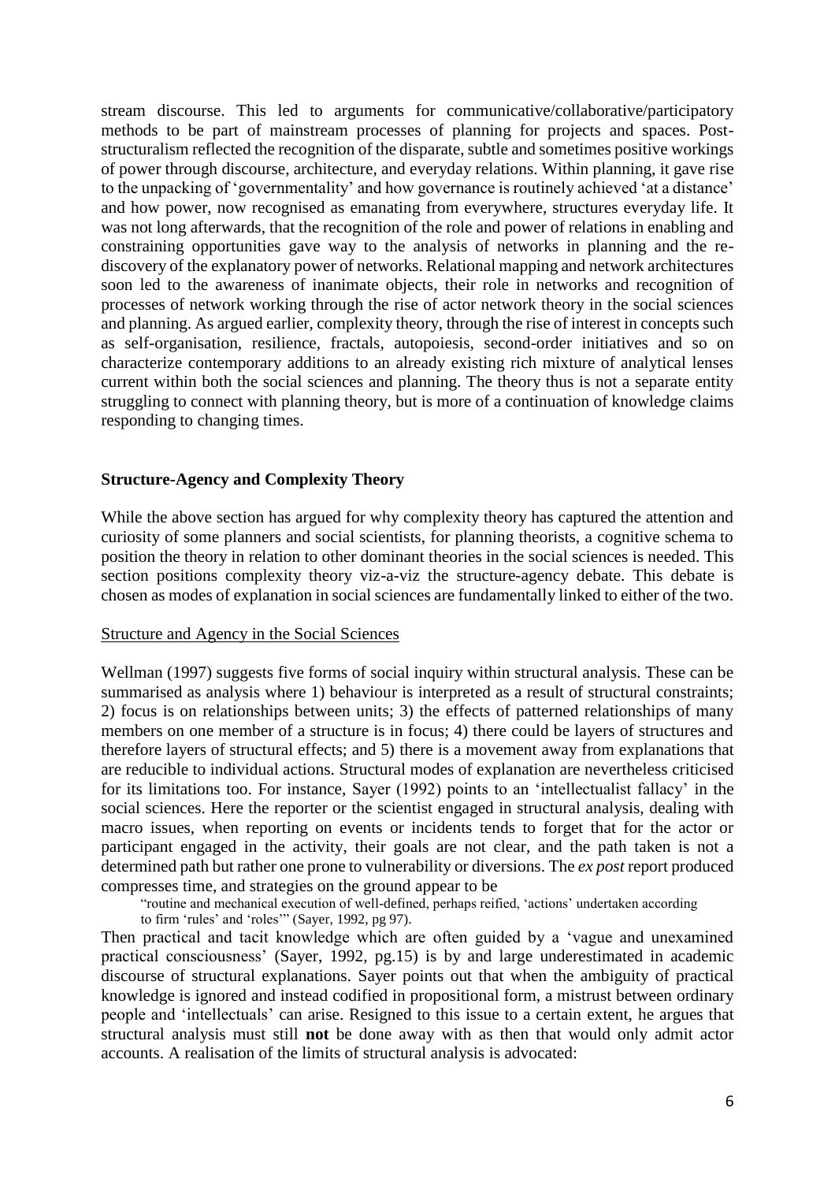stream discourse. This led to arguments for communicative/collaborative/participatory methods to be part of mainstream processes of planning for projects and spaces. Post-structuralism reflected the recognition of the disparate, subtle and sometimes positive workings of power through discourse, architecture, and everyday relations. Within planning, it gave rise to the unpacking of 'governmentality' and how governance is routinely achieved 'at a distance' and how power, now recognised as emanating from everywhere, structures everyday life. It was not long afterwards, that the recognition of the role and power of relations in enabling and constraining opportunities gave way to the analysis of networks in planning and the re-discovery of the explanatory power of networks. Relational mapping and network architectures soon led to the awareness of inanimate objects, their role in networks and recognition of processes of network working through the rise of actor network theory in the social sciences and planning. As argued earlier, complexity theory, through the rise of interest in concepts such as self-organisation, resilience, fractals, autopoiesis, second-order initiatives and so on characterize contemporary additions to an already existing rich mixture of analytical lenses current within both the social sciences and planning. The theory thus is not a separate entity struggling to connect with planning theory, but is more of a continuation of knowledge claims responding to changing times.

## Structure-Agency and Complexity Theory

While the above section has argued for why complexity theory has captured the attention and curiosity of some planners and social scientists, for planning theorists, a cognitive schema to position the theory in relation to other dominant theories in the social sciences is needed. This section positions complexity theory viz-a-viz the structure-agency debate. This debate is chosen as modes of explanation in social sciences are fundamentally linked to either of the two.

### Structure and Agency in the Social Sciences

Wellman (1997) suggests five forms of social inquiry within structural analysis. These can be summarised as analysis where 1) behaviour is interpreted as a result of structural constraints; 2) focus is on relationships between units; 3) the effects of patterned relationships of many members on one member of a structure is in focus; 4) there could be layers of structures and therefore layers of structural effects; and 5) there is a movement away from explanations that are reducible to individual actions. Structural modes of explanation are nevertheless criticised for its limitations too. For instance, Sayer (1992) points to an 'intellectualist fallacy' in the social sciences. Here the reporter or the scientist engaged in structural analysis, dealing with macro issues, when reporting on events or incidents tends to forget that for the actor or participant engaged in the activity, their goals are not clear, and the path taken is not a determined path but rather one prone to vulnerability or diversions. The *ex post* report produced compresses time, and strategies on the ground appear to be

> "routine and mechanical execution of well-defined, perhaps reified, 'actions' undertaken according to firm 'rules' and 'roles'" (Sayer, 1992, pg 97).

Then practical and tacit knowledge which are often guided by a 'vague and unexamined practical consciousness' (Sayer, 1992, pg.15) is by and large underestimated in academic discourse of structural explanations. Sayer points out that when the ambiguity of practical knowledge is ignored and instead codified in propositional form, a mistrust between ordinary people and 'intellectuals' can arise. Resigned to this issue to a certain extent, he argues that structural analysis must still **not** be done away with as then that would only admit actor accounts. A realisation of the limits of structural analysis is advocated: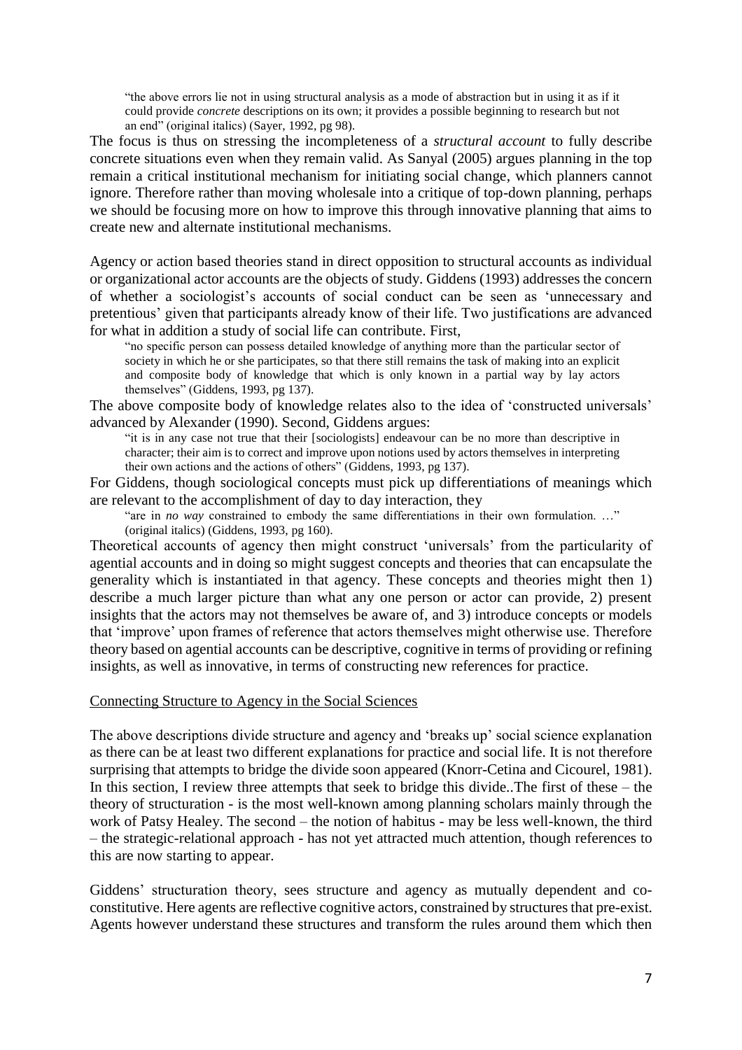> "the above errors lie not in using structural analysis as a mode of abstraction but in using it as if it could provide *concrete* descriptions on its own; it provides a possible beginning to research but not an end" (original italics) (Sayer, 1992, pg 98).

The focus is thus on stressing the incompleteness of a *structural account* to fully describe concrete situations even when they remain valid. As Sanyal (2005) argues planning in the top remain a critical institutional mechanism for initiating social change, which planners cannot ignore. Therefore rather than moving wholesale into a critique of top-down planning, perhaps we should be focusing more on how to improve this through innovative planning that aims to create new and alternate institutional mechanisms.

Agency or action based theories stand in direct opposition to structural accounts as individual or organizational actor accounts are the objects of study. Giddens (1993) addresses the concern of whether a sociologist's accounts of social conduct can be seen as 'unnecessary and pretentious' given that participants already know of their life. Two justifications are advanced for what in addition a study of social life can contribute. First,

> "no specific person can possess detailed knowledge of anything more than the particular sector of society in which he or she participates, so that there still remains the task of making into an explicit and composite body of knowledge that which is only known in a partial way by lay actors themselves" (Giddens, 1993, pg 137).

The above composite body of knowledge relates also to the idea of 'constructed universals' advanced by Alexander (1990). Second, Giddens argues:

> "it is in any case not true that their [sociologists] endeavour can be no more than descriptive in character; their aim is to correct and improve upon notions used by actors themselves in interpreting their own actions and the actions of others" (Giddens, 1993, pg 137).

For Giddens, though sociological concepts must pick up differentiations of meanings which are relevant to the accomplishment of day to day interaction, they

> "are in *no way* constrained to embody the same differentiations in their own formulation. …" (original italics) (Giddens, 1993, pg 160).

Theoretical accounts of agency then might construct 'universals' from the particularity of agential accounts and in doing so might suggest concepts and theories that can encapsulate the generality which is instantiated in that agency. These concepts and theories might then 1) describe a much larger picture than what any one person or actor can provide, 2) present insights that the actors may not themselves be aware of, and 3) introduce concepts or models that 'improve' upon frames of reference that actors themselves might otherwise use. Therefore theory based on agential accounts can be descriptive, cognitive in terms of providing or refining insights, as well as innovative, in terms of constructing new references for practice.

## Connecting Structure to Agency in the Social Sciences

The above descriptions divide structure and agency and 'breaks up' social science explanation as there can be at least two different explanations for practice and social life. It is not therefore surprising that attempts to bridge the divide soon appeared (Knorr-Cetina and Cicourel, 1981). In this section, I review three attempts that seek to bridge this divide..The first of these – the theory of structuration - is the most well-known among planning scholars mainly through the work of Patsy Healey. The second – the notion of habitus - may be less well-known, the third – the strategic-relational approach - has not yet attracted much attention, though references to this are now starting to appear.

Giddens' structuration theory, sees structure and agency as mutually dependent and co-constitutive. Here agents are reflective cognitive actors, constrained by structures that pre-exist. Agents however understand these structures and transform the rules around them which then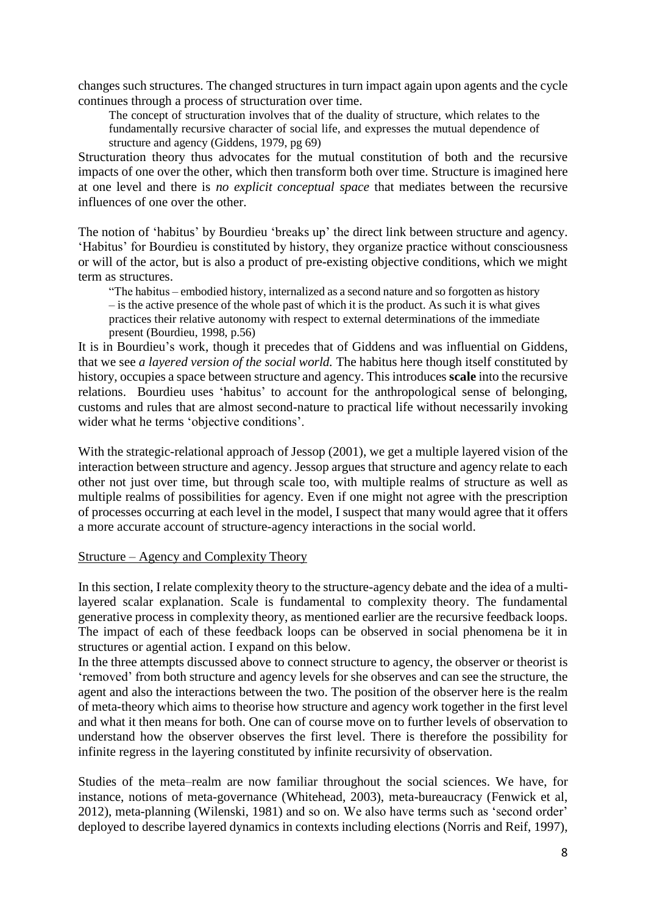changes such structures. The changed structures in turn impact again upon agents and the cycle continues through a process of structuration over time.

> The concept of structuration involves that of the duality of structure, which relates to the fundamentally recursive character of social life, and expresses the mutual dependence of structure and agency (Giddens, 1979, pg 69)

Structuration theory thus advocates for the mutual constitution of both and the recursive impacts of one over the other, which then transform both over time. Structure is imagined here at one level and there is *no explicit conceptual space* that mediates between the recursive influences of one over the other.

The notion of 'habitus' by Bourdieu 'breaks up' the direct link between structure and agency. 'Habitus' for Bourdieu is constituted by history, they organize practice without consciousness or will of the actor, but is also a product of pre-existing objective conditions, which we might term as structures.

> "The habitus – embodied history, internalized as a second nature and so forgotten as history – is the active presence of the whole past of which it is the product. As such it is what gives practices their relative autonomy with respect to external determinations of the immediate present (Bourdieu, 1998, p.56)

It is in Bourdieu's work, though it precedes that of Giddens and was influential on Giddens, that we see *a layered version of the social world.* The habitus here though itself constituted by history, occupies a space between structure and agency. This introduces **scale** into the recursive relations. Bourdieu uses 'habitus' to account for the anthropological sense of belonging, customs and rules that are almost second-nature to practical life without necessarily invoking wider what he terms 'objective conditions'.

With the strategic-relational approach of Jessop (2001), we get a multiple layered vision of the interaction between structure and agency. Jessop argues that structure and agency relate to each other not just over time, but through scale too, with multiple realms of structure as well as multiple realms of possibilities for agency. Even if one might not agree with the prescription of processes occurring at each level in the model, I suspect that many would agree that it offers a more accurate account of structure-agency interactions in the social world.

## Structure – Agency and Complexity Theory

In this section, I relate complexity theory to the structure-agency debate and the idea of a multi-layered scalar explanation. Scale is fundamental to complexity theory. The fundamental generative process in complexity theory, as mentioned earlier are the recursive feedback loops. The impact of each of these feedback loops can be observed in social phenomena be it in structures or agential action. I expand on this below.

In the three attempts discussed above to connect structure to agency, the observer or theorist is 'removed' from both structure and agency levels for she observes and can see the structure, the agent and also the interactions between the two. The position of the observer here is the realm of meta-theory which aims to theorise how structure and agency work together in the first level and what it then means for both. One can of course move on to further levels of observation to understand how the observer observes the first level. There is therefore the possibility for infinite regress in the layering constituted by infinite recursivity of observation.

Studies of the meta–realm are now familiar throughout the social sciences. We have, for instance, notions of meta-governance (Whitehead, 2003), meta-bureaucracy (Fenwick et al, 2012), meta-planning (Wilenski, 1981) and so on. We also have terms such as 'second order' deployed to describe layered dynamics in contexts including elections (Norris and Reif, 1997),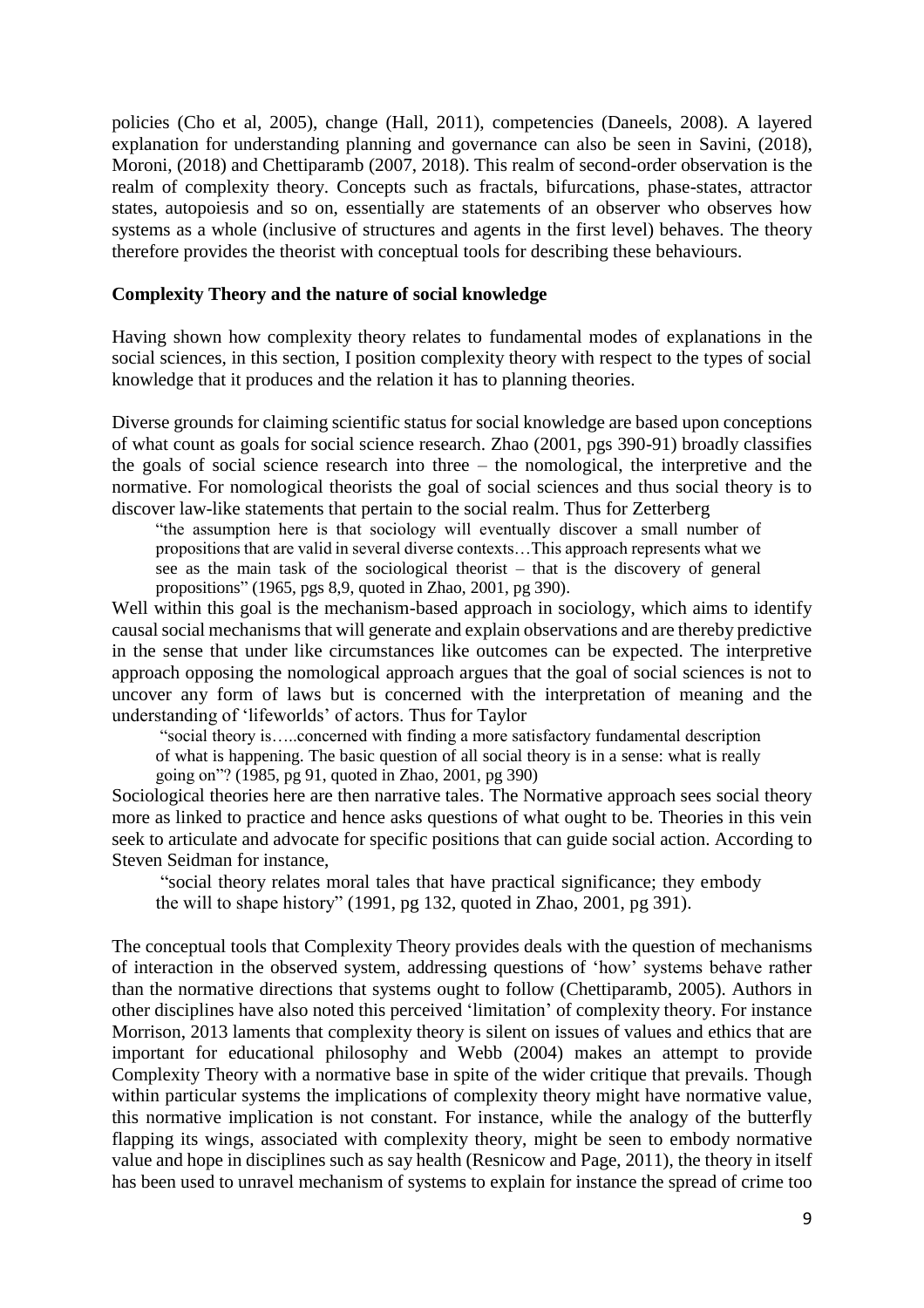policies (Cho et al, 2005), change (Hall, 2011), competencies (Daneels, 2008). A layered explanation for understanding planning and governance can also be seen in Savini, (2018), Moroni, (2018) and Chettiparamb (2007, 2018). This realm of second-order observation is the realm of complexity theory. Concepts such as fractals, bifurcations, phase-states, attractor states, autopoiesis and so on, essentially are statements of an observer who observes how systems as a whole (inclusive of structures and agents in the first level) behaves. The theory therefore provides the theorist with conceptual tools for describing these behaviours.

**Complexity Theory and the nature of social knowledge**

Having shown how complexity theory relates to fundamental modes of explanations in the social sciences, in this section, I position complexity theory with respect to the types of social knowledge that it produces and the relation it has to planning theories.

Diverse grounds for claiming scientific status for social knowledge are based upon conceptions of what count as goals for social science research. Zhao (2001, pgs 390-91) broadly classifies the goals of social science research into three – the nomological, the interpretive and the normative. For nomological theorists the goal of social sciences and thus social theory is to discover law-like statements that pertain to the social realm. Thus for Zetterberg

> "the assumption here is that sociology will eventually discover a small number of propositions that are valid in several diverse contexts…This approach represents what we see as the main task of the sociological theorist – that is the discovery of general propositions" (1965, pgs 8,9, quoted in Zhao, 2001, pg 390).

Well within this goal is the mechanism-based approach in sociology, which aims to identify causal social mechanisms that will generate and explain observations and are thereby predictive in the sense that under like circumstances like outcomes can be expected. The interpretive approach opposing the nomological approach argues that the goal of social sciences is not to uncover any form of laws but is concerned with the interpretation of meaning and the understanding of 'lifeworlds' of actors. Thus for Taylor

> "social theory is…..concerned with finding a more satisfactory fundamental description of what is happening. The basic question of all social theory is in a sense: what is really going on"? (1985, pg 91, quoted in Zhao, 2001, pg 390)

Sociological theories here are then narrative tales. The Normative approach sees social theory more as linked to practice and hence asks questions of what ought to be. Theories in this vein seek to articulate and advocate for specific positions that can guide social action. According to Steven Seidman for instance,

> "social theory relates moral tales that have practical significance; they embody the will to shape history" (1991, pg 132, quoted in Zhao, 2001, pg 391).

The conceptual tools that Complexity Theory provides deals with the question of mechanisms of interaction in the observed system, addressing questions of 'how' systems behave rather than the normative directions that systems ought to follow (Chettiparamb, 2005). Authors in other disciplines have also noted this perceived 'limitation' of complexity theory. For instance Morrison, 2013 laments that complexity theory is silent on issues of values and ethics that are important for educational philosophy and Webb (2004) makes an attempt to provide Complexity Theory with a normative base in spite of the wider critique that prevails. Though within particular systems the implications of complexity theory might have normative value, this normative implication is not constant. For instance, while the analogy of the butterfly flapping its wings, associated with complexity theory, might be seen to embody normative value and hope in disciplines such as say health (Resnicow and Page, 2011), the theory in itself has been used to unravel mechanism of systems to explain for instance the spread of crime too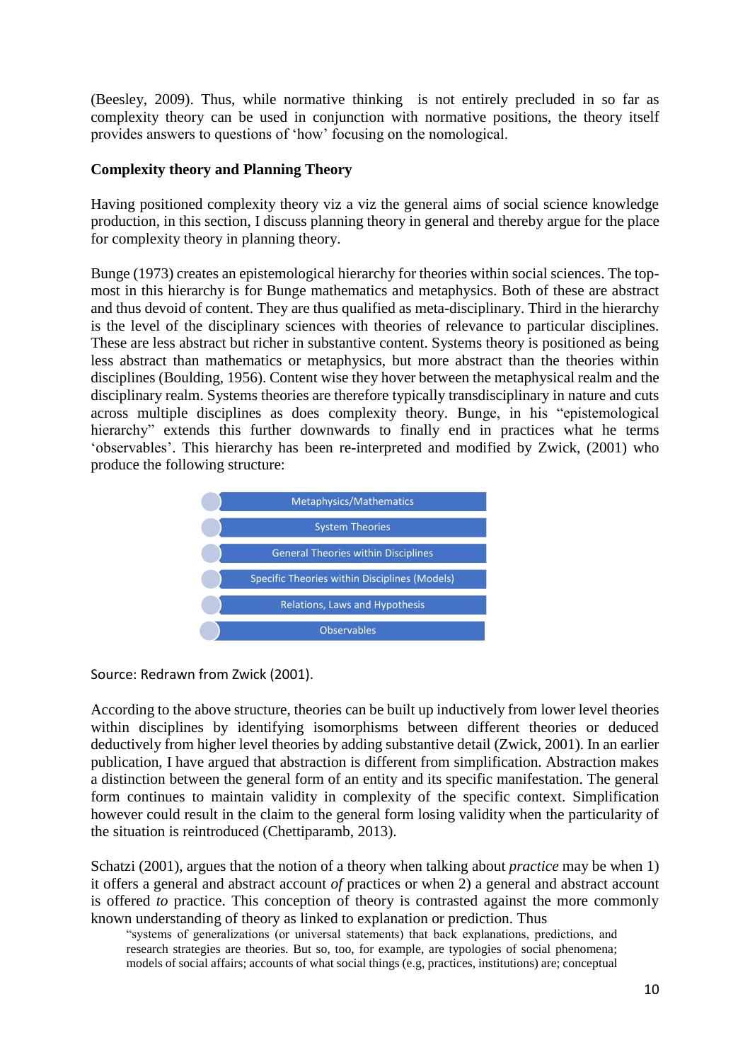(Beesley, 2009). Thus, while normative thinking is not entirely precluded in so far as complexity theory can be used in conjunction with normative positions, the theory itself provides answers to questions of 'how' focusing on the nomological.

**Complexity theory and Planning Theory**

Having positioned complexity theory viz a viz the general aims of social science knowledge production, in this section, I discuss planning theory in general and thereby argue for the place for complexity theory in planning theory.

Bunge (1973) creates an epistemological hierarchy for theories within social sciences. The top-most in this hierarchy is for Bunge mathematics and metaphysics. Both of these are abstract and thus devoid of content. They are thus qualified as meta-disciplinary. Third in the hierarchy is the level of the disciplinary sciences with theories of relevance to particular disciplines. These are less abstract but richer in substantive content. Systems theory is positioned as being less abstract than mathematics or metaphysics, but more abstract than the theories within disciplines (Boulding, 1956). Content wise they hover between the metaphysical realm and the disciplinary realm. Systems theories are therefore typically transdisciplinary in nature and cuts across multiple disciplines as does complexity theory. Bunge, in his "epistemological hierarchy" extends this further downwards to finally end in practices what he terms 'observables'. This hierarchy has been re-interpreted and modified by Zwick, (2001) who produce the following structure:

- Metaphysics/Mathematics
- System Theories
- General Theories within Disciplines
- Specific Theories within Disciplines (Models)
- Relations, Laws and Hypothesis
- Observables

Source: Redrawn from Zwick (2001).

According to the above structure, theories can be built up inductively from lower level theories within disciplines by identifying isomorphisms between different theories or deduced deductively from higher level theories by adding substantive detail (Zwick, 2001). In an earlier publication, I have argued that abstraction is different from simplification. Abstraction makes a distinction between the general form of an entity and its specific manifestation. The general form continues to maintain validity in complexity of the specific context. Simplification however could result in the claim to the general form losing validity when the particularity of the situation is reintroduced (Chettiparamb, 2013).

Schatzi (2001), argues that the notion of a theory when talking about *practice* may be when 1) it offers a general and abstract account *of* practices or when 2) a general and abstract account is offered *to* practice. This conception of theory is contrasted against the more commonly known understanding of theory as linked to explanation or prediction. Thus

> "systems of generalizations (or universal statements) that back explanations, predictions, and research strategies are theories. But so, too, for example, are typologies of social phenomena; models of social affairs; accounts of what social things (e.g, practices, institutions) are; conceptual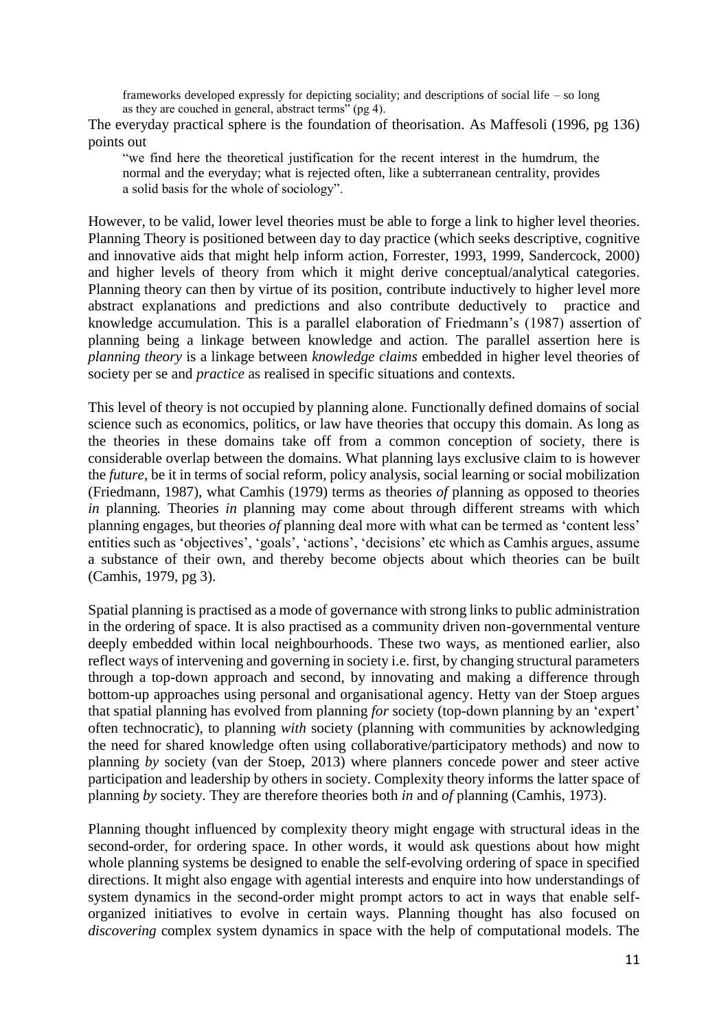> frameworks developed expressly for depicting sociality; and descriptions of social life – so long as they are couched in general, abstract terms" (pg 4).

The everyday practical sphere is the foundation of theorisation. As Maffesoli (1996, pg 136) points out

> "we find here the theoretical justification for the recent interest in the humdrum, the normal and the everyday; what is rejected often, like a subterranean centrality, provides a solid basis for the whole of sociology".

However, to be valid, lower level theories must be able to forge a link to higher level theories. Planning Theory is positioned between day to day practice (which seeks descriptive, cognitive and innovative aids that might help inform action, Forrester, 1993, 1999, Sandercock, 2000) and higher levels of theory from which it might derive conceptual/analytical categories. Planning theory can then by virtue of its position, contribute inductively to higher level more abstract explanations and predictions and also contribute deductively to practice and knowledge accumulation. This is a parallel elaboration of Friedmann's (1987) assertion of planning being a linkage between knowledge and action. The parallel assertion here is *planning theory* is a linkage between *knowledge claims* embedded in higher level theories of society per se and *practice* as realised in specific situations and contexts.

This level of theory is not occupied by planning alone. Functionally defined domains of social science such as economics, politics, or law have theories that occupy this domain. As long as the theories in these domains take off from a common conception of society, there is considerable overlap between the domains. What planning lays exclusive claim to is however the *future*, be it in terms of social reform, policy analysis, social learning or social mobilization (Friedmann, 1987), what Camhis (1979) terms as theories *of* planning as opposed to theories *in* planning. Theories *in* planning may come about through different streams with which planning engages, but theories *of* planning deal more with what can be termed as 'content less' entities such as 'objectives', 'goals', 'actions', 'decisions' etc which as Camhis argues, assume a substance of their own, and thereby become objects about which theories can be built (Camhis, 1979, pg 3).

Spatial planning is practised as a mode of governance with strong links to public administration in the ordering of space. It is also practised as a community driven non-governmental venture deeply embedded within local neighbourhoods. These two ways, as mentioned earlier, also reflect ways of intervening and governing in society i.e. first, by changing structural parameters through a top-down approach and second, by innovating and making a difference through bottom-up approaches using personal and organisational agency. Hetty van der Stoep argues that spatial planning has evolved from planning *for* society (top-down planning by an 'expert' often technocratic), to planning *with* society (planning with communities by acknowledging the need for shared knowledge often using collaborative/participatory methods) and now to planning *by* society (van der Stoep, 2013) where planners concede power and steer active participation and leadership by others in society. Complexity theory informs the latter space of planning *by* society. They are therefore theories both *in* and *of* planning (Camhis, 1973).

Planning thought influenced by complexity theory might engage with structural ideas in the second-order, for ordering space. In other words, it would ask questions about how might whole planning systems be designed to enable the self-evolving ordering of space in specified directions. It might also engage with agential interests and enquire into how understandings of system dynamics in the second-order might prompt actors to act in ways that enable self-organized initiatives to evolve in certain ways. Planning thought has also focused on *discovering* complex system dynamics in space with the help of computational models. The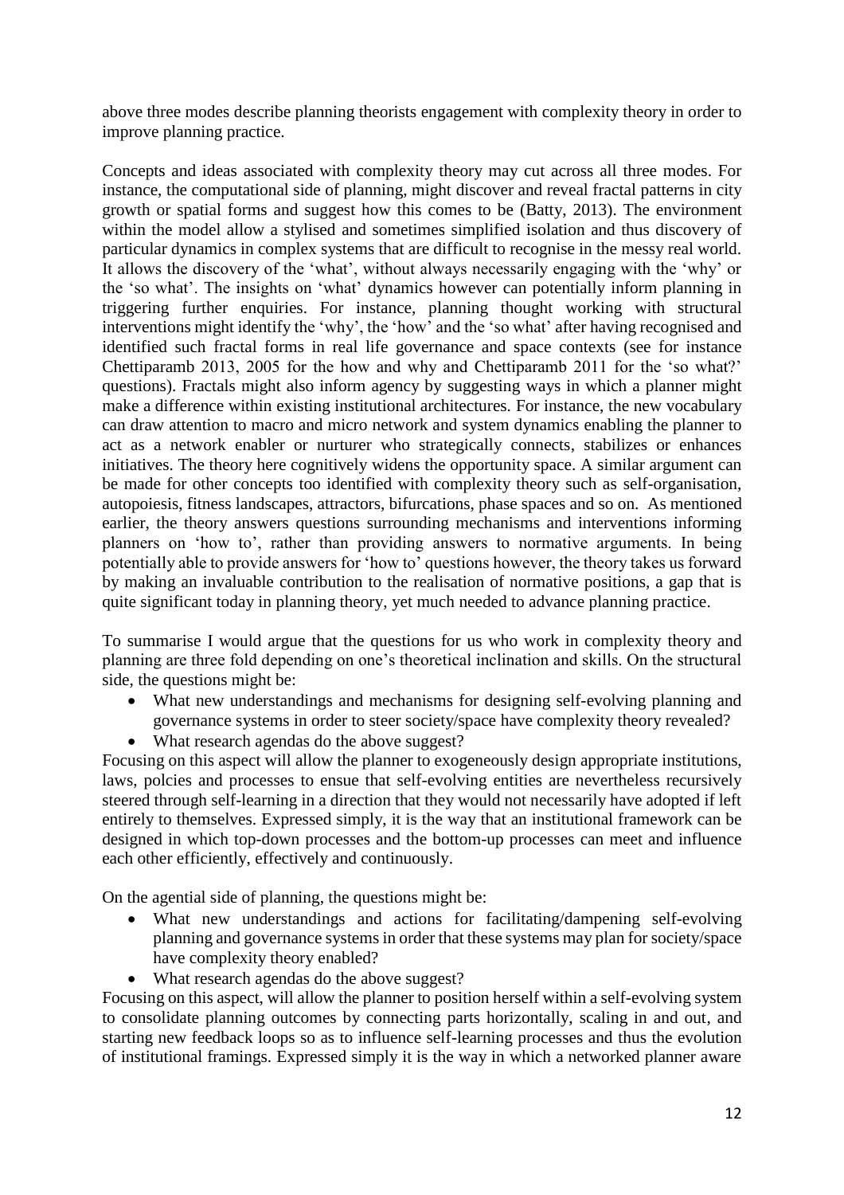above three modes describe planning theorists engagement with complexity theory in order to improve planning practice.

Concepts and ideas associated with complexity theory may cut across all three modes. For instance, the computational side of planning, might discover and reveal fractal patterns in city growth or spatial forms and suggest how this comes to be (Batty, 2013). The environment within the model allow a stylised and sometimes simplified isolation and thus discovery of particular dynamics in complex systems that are difficult to recognise in the messy real world. It allows the discovery of the 'what', without always necessarily engaging with the 'why' or the 'so what'. The insights on 'what' dynamics however can potentially inform planning in triggering further enquiries. For instance, planning thought working with structural interventions might identify the 'why', the 'how' and the 'so what' after having recognised and identified such fractal forms in real life governance and space contexts (see for instance Chettiparamb 2013, 2005 for the how and why and Chettiparamb 2011 for the 'so what?' questions). Fractals might also inform agency by suggesting ways in which a planner might make a difference within existing institutional architectures. For instance, the new vocabulary can draw attention to macro and micro network and system dynamics enabling the planner to act as a network enabler or nurturer who strategically connects, stabilizes or enhances initiatives. The theory here cognitively widens the opportunity space. A similar argument can be made for other concepts too identified with complexity theory such as self-organisation, autopoiesis, fitness landscapes, attractors, bifurcations, phase spaces and so on. As mentioned earlier, the theory answers questions surrounding mechanisms and interventions informing planners on 'how to', rather than providing answers to normative arguments. In being potentially able to provide answers for 'how to' questions however, the theory takes us forward by making an invaluable contribution to the realisation of normative positions, a gap that is quite significant today in planning theory, yet much needed to advance planning practice.

To summarise I would argue that the questions for us who work in complexity theory and planning are three fold depending on one's theoretical inclination and skills. On the structural side, the questions might be:

- What new understandings and mechanisms for designing self-evolving planning and governance systems in order to steer society/space have complexity theory revealed?
- What research agendas do the above suggest?

Focusing on this aspect will allow the planner to exogeneously design appropriate institutions, laws, polcies and processes to ensue that self-evolving entities are nevertheless recursively steered through self-learning in a direction that they would not necessarily have adopted if left entirely to themselves. Expressed simply, it is the way that an institutional framework can be designed in which top-down processes and the bottom-up processes can meet and influence each other efficiently, effectively and continuously.

On the agential side of planning, the questions might be:

- What new understandings and actions for facilitating/dampening self-evolving planning and governance systems in order that these systems may plan for society/space have complexity theory enabled?
- What research agendas do the above suggest?

Focusing on this aspect, will allow the planner to position herself within a self-evolving system to consolidate planning outcomes by connecting parts horizontally, scaling in and out, and starting new feedback loops so as to influence self-learning processes and thus the evolution of institutional framings. Expressed simply it is the way in which a networked planner aware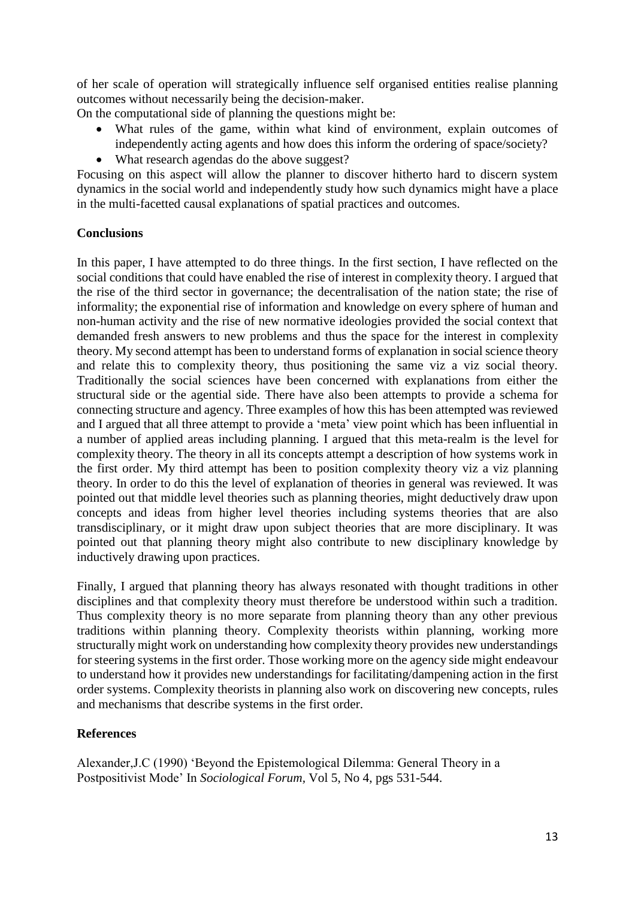of her scale of operation will strategically influence self organised entities realise planning outcomes without necessarily being the decision-maker.

On the computational side of planning the questions might be:

- What rules of the game, within what kind of environment, explain outcomes of independently acting agents and how does this inform the ordering of space/society?
- What research agendas do the above suggest?

Focusing on this aspect will allow the planner to discover hitherto hard to discern system dynamics in the social world and independently study how such dynamics might have a place in the multi-facetted causal explanations of spatial practices and outcomes.

## Conclusions

In this paper, I have attempted to do three things. In the first section, I have reflected on the social conditions that could have enabled the rise of interest in complexity theory. I argued that the rise of the third sector in governance; the decentralisation of the nation state; the rise of informality; the exponential rise of information and knowledge on every sphere of human and non-human activity and the rise of new normative ideologies provided the social context that demanded fresh answers to new problems and thus the space for the interest in complexity theory. My second attempt has been to understand forms of explanation in social science theory and relate this to complexity theory, thus positioning the same viz a viz social theory. Traditionally the social sciences have been concerned with explanations from either the structural side or the agential side. There have also been attempts to provide a schema for connecting structure and agency. Three examples of how this has been attempted was reviewed and I argued that all three attempt to provide a 'meta' view point which has been influential in a number of applied areas including planning. I argued that this meta-realm is the level for complexity theory. The theory in all its concepts attempt a description of how systems work in the first order. My third attempt has been to position complexity theory viz a viz planning theory. In order to do this the level of explanation of theories in general was reviewed. It was pointed out that middle level theories such as planning theories, might deductively draw upon concepts and ideas from higher level theories including systems theories that are also transdisciplinary, or it might draw upon subject theories that are more disciplinary. It was pointed out that planning theory might also contribute to new disciplinary knowledge by inductively drawing upon practices.

Finally, I argued that planning theory has always resonated with thought traditions in other disciplines and that complexity theory must therefore be understood within such a tradition. Thus complexity theory is no more separate from planning theory than any other previous traditions within planning theory. Complexity theorists within planning, working more structurally might work on understanding how complexity theory provides new understandings for steering systems in the first order. Those working more on the agency side might endeavour to understand how it provides new understandings for facilitating/dampening action in the first order systems. Complexity theorists in planning also work on discovering new concepts, rules and mechanisms that describe systems in the first order.

## References

Alexander,J.C (1990) 'Beyond the Epistemological Dilemma: General Theory in a Postpositivist Mode' In *Sociological Forum*, Vol 5, No 4, pgs 531-544.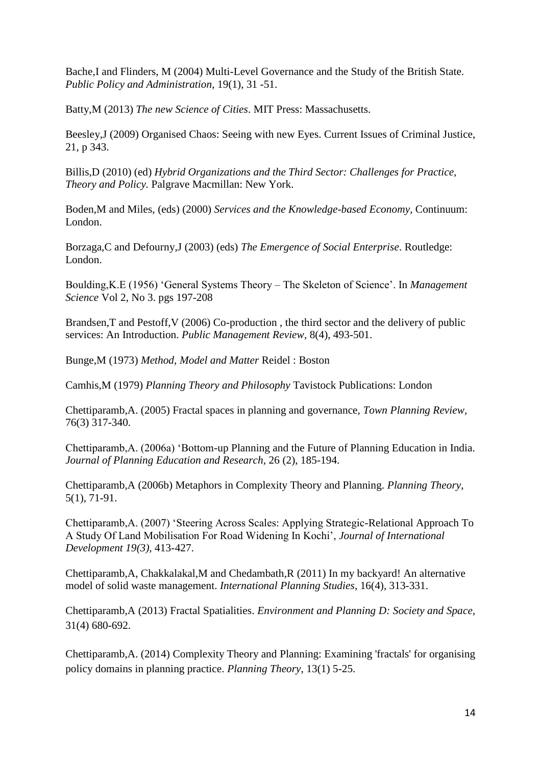Bache,I and Flinders, M (2004) Multi-Level Governance and the Study of the British State. *Public Policy and Administration*, 19(1), 31 -51.

Batty,M (2013) *The new Science of Cities*. MIT Press: Massachusetts.

Beesley,J (2009) Organised Chaos: Seeing with new Eyes. Current Issues of Criminal Justice, 21, p 343.

Billis,D (2010) (ed) *Hybrid Organizations and the Third Sector: Challenges for Practice, Theory and Policy.* Palgrave Macmillan: New York.

Boden,M and Miles, (eds) (2000) *Services and the Knowledge-based Economy*, Continuum: London.

Borzaga,C and Defourny,J (2003) (eds) *The Emergence of Social Enterprise*. Routledge: London.

Boulding,K.E (1956) 'General Systems Theory – The Skeleton of Science'. In *Management Science* Vol 2, No 3. pgs 197-208

Brandsen,T and Pestoff,V (2006) Co-production , the third sector and the delivery of public services: An Introduction. *Public Management Review*, 8(4), 493-501.

Bunge,M (1973) *Method, Model and Matter* Reidel : Boston

Camhis,M (1979) *Planning Theory and Philosophy* Tavistock Publications: London

Chettiparamb,A. (2005) Fractal spaces in planning and governance, *Town Planning Review*, 76(3) 317-340.

Chettiparamb,A. (2006a) 'Bottom-up Planning and the Future of Planning Education in India. *Journal of Planning Education and Research*, 26 (2), 185-194.

Chettiparamb,A (2006b) Metaphors in Complexity Theory and Planning. *Planning Theory*, 5(1), 71-91.

Chettiparamb,A. (2007) 'Steering Across Scales: Applying Strategic-Relational Approach To A Study Of Land Mobilisation For Road Widening In Kochi', *Journal of International Development 19(3)*, 413-427.

Chettiparamb,A, Chakkalakal,M and Chedambath,R (2011) In my backyard! An alternative model of solid waste management. *International Planning Studies*, 16(4), 313-331.

Chettiparamb,A (2013) Fractal Spatialities. *Environment and Planning D: Society and Space*, 31(4) 680-692.

Chettiparamb,A. (2014) Complexity Theory and Planning: Examining 'fractals' for organising policy domains in planning practice. *Planning Theory*, 13(1) 5-25.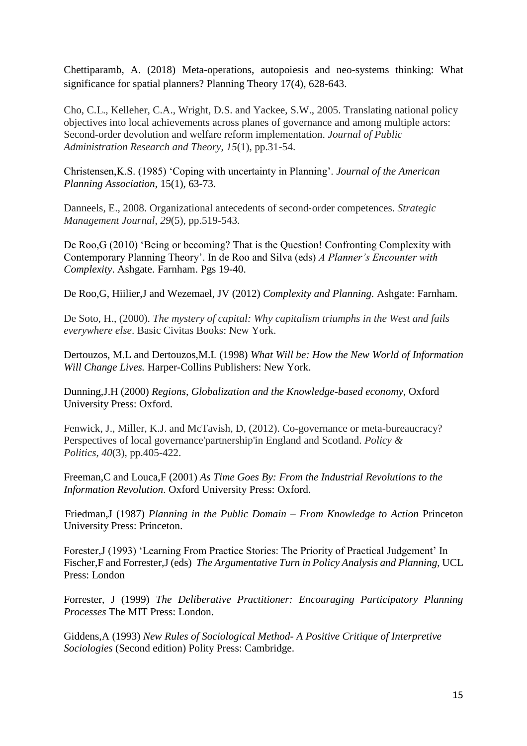Chettiparamb, A. (2018) Meta-operations, autopoiesis and neo-systems thinking: What significance for spatial planners? Planning Theory 17(4), 628-643.

Cho, C.L., Kelleher, C.A., Wright, D.S. and Yackee, S.W., 2005. Translating national policy objectives into local achievements across planes of governance and among multiple actors: Second-order devolution and welfare reform implementation. *Journal of Public Administration Research and Theory*, *15*(1), pp.31-54.

Christensen,K.S. (1985) 'Coping with uncertainty in Planning'. *Journal of the American Planning Association*, 15(1), 63-73.

Danneels, E., 2008. Organizational antecedents of second‐order competences. *Strategic Management Journal*, *29*(5), pp.519-543.

De Roo,G (2010) 'Being or becoming? That is the Question! Confronting Complexity with Contemporary Planning Theory'. In de Roo and Silva (eds) *A Planner's Encounter with Complexity*. Ashgate. Farnham. Pgs 19-40.

De Roo,G, Hiilier,J and Wezemael, JV (2012) *Complexity and Planning.* Ashgate: Farnham.

De Soto, H., (2000). *The mystery of capital: Why capitalism triumphs in the West and fails everywhere else*. Basic Civitas Books: New York.

Dertouzos, M.L and Dertouzos,M.L (1998) *What Will be: How the New World of Information Will Change Lives.* Harper-Collins Publishers: New York.

Dunning,J.H (2000) *Regions, Globalization and the Knowledge-based economy*, Oxford University Press: Oxford.

Fenwick, J., Miller, K.J. and McTavish, D, (2012). Co-governance or meta-bureaucracy? Perspectives of local governance'partnership'in England and Scotland. *Policy & Politics*, *40*(3), pp.405-422.

Freeman,C and Louca,F (2001) *As Time Goes By: From the Industrial Revolutions to the Information Revolution*. Oxford University Press: Oxford.

Friedman,J (1987) *Planning in the Public Domain – From Knowledge to Action* Princeton University Press: Princeton.

Forester,J (1993) 'Learning From Practice Stories: The Priority of Practical Judgement' In Fischer,F and Forrester,J (eds) *The Argumentative Turn in Policy Analysis and Planning,* UCL Press: London

Forrester, J (1999) *The Deliberative Practitioner: Encouraging Participatory Planning Processes* The MIT Press: London.

Giddens,A (1993) *New Rules of Sociological Method- A Positive Critique of Interpretive Sociologies* (Second edition) Polity Press: Cambridge.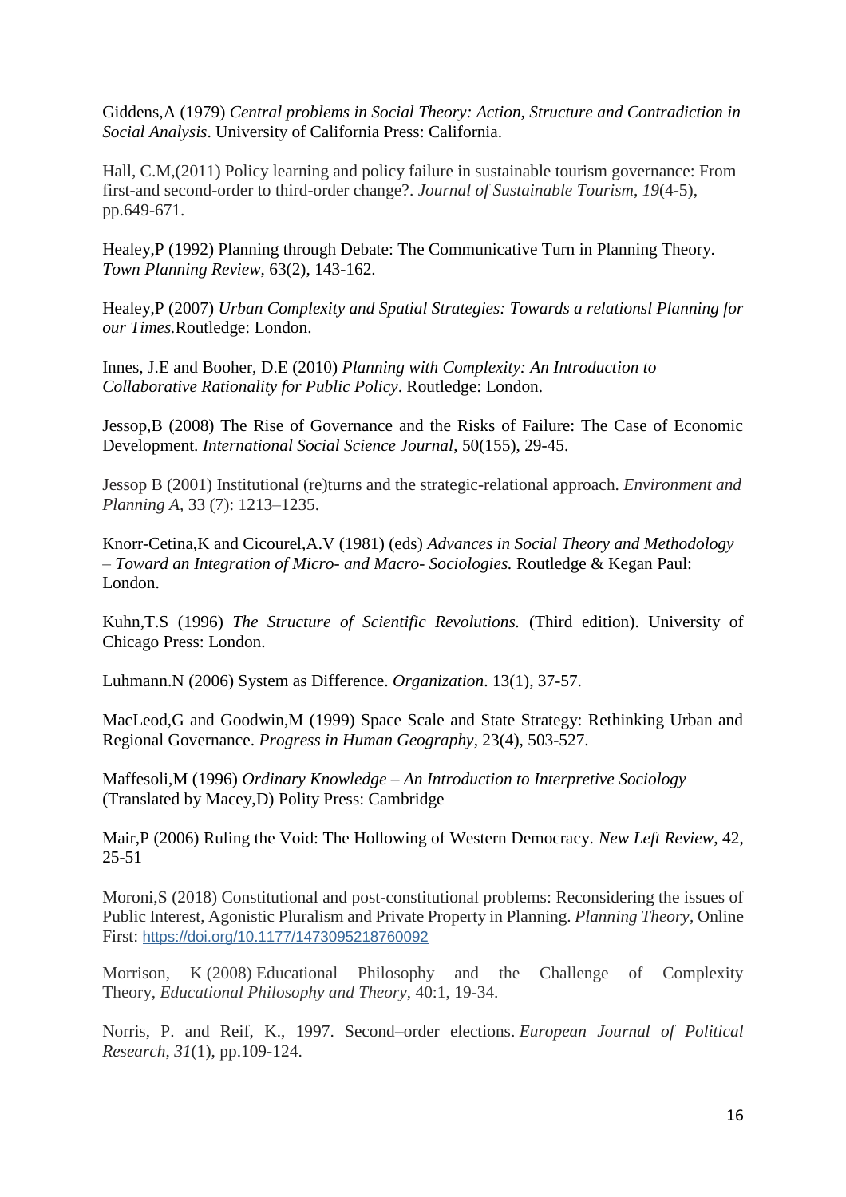Giddens,A (1979) *Central problems in Social Theory: Action, Structure and Contradiction in Social Analysis*. University of California Press: California.

Hall, C.M,(2011) Policy learning and policy failure in sustainable tourism governance: From first-and second-order to third-order change?. *Journal of Sustainable Tourism*, *19*(4-5), pp.649-671.

Healey,P (1992) Planning through Debate: The Communicative Turn in Planning Theory. *Town Planning Review*, 63(2), 143-162.

Healey,P (2007) *Urban Complexity and Spatial Strategies: Towards a relationsl Planning for our Times.*Routledge: London.

Innes, J.E and Booher, D.E (2010) *Planning with Complexity: An Introduction to Collaborative Rationality for Public Policy*. Routledge: London.

Jessop,B (2008) The Rise of Governance and the Risks of Failure: The Case of Economic Development. *International Social Science Journal*, 50(155), 29-45.

Jessop B (2001) Institutional (re)turns and the strategic-relational approach. *Environment and Planning A*, 33 (7): 1213–1235.

Knorr-Cetina,K and Cicourel,A.V (1981) (eds) *Advances in Social Theory and Methodology – Toward an Integration of Micro- and Macro- Sociologies.* Routledge & Kegan Paul: London.

Kuhn,T.S (1996) *The Structure of Scientific Revolutions.* (Third edition). University of Chicago Press: London.

Luhmann.N (2006) System as Difference. *Organization*. 13(1), 37-57.

MacLeod,G and Goodwin,M (1999) Space Scale and State Strategy: Rethinking Urban and Regional Governance. *Progress in Human Geography*, 23(4), 503-527.

Maffesoli,M (1996) *Ordinary Knowledge – An Introduction to Interpretive Sociology* (Translated by Macey,D) Polity Press: Cambridge

Mair,P (2006) Ruling the Void: The Hollowing of Western Democracy. *New Left Review*, 42, 25-51

Moroni,S (2018) Constitutional and post-constitutional problems: Reconsidering the issues of Public Interest, Agonistic Pluralism and Private Property in Planning. *Planning Theory*, Online First: https://doi.org/10.1177/1473095218760092

Morrison, K (2008) Educational Philosophy and the Challenge of Complexity Theory, *Educational Philosophy and Theory*, 40:1, 19-34.

Norris, P. and Reif, K., 1997. Second–order elections. *European Journal of Political Research*, *31*(1), pp.109-124.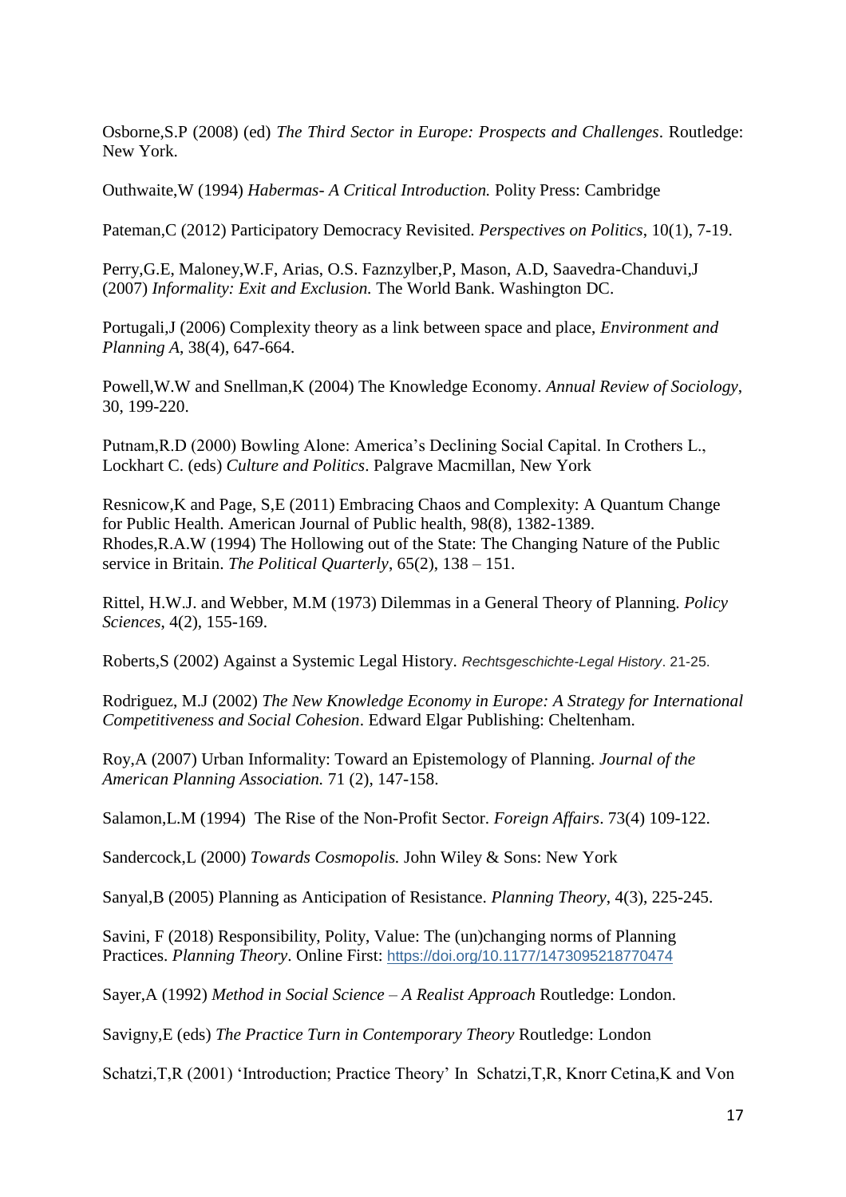Osborne,S.P (2008) (ed) *The Third Sector in Europe: Prospects and Challenges*. Routledge: New York.

Outhwaite,W (1994) *Habermas- A Critical Introduction.* Polity Press: Cambridge

Pateman,C (2012) Participatory Democracy Revisited. *Perspectives on Politics*, 10(1), 7-19.

Perry,G.E, Maloney,W.F, Arias, O.S. Faznzylber,P, Mason, A.D, Saavedra-Chanduvi,J (2007) *Informality: Exit and Exclusion.* The World Bank. Washington DC.

Portugali,J (2006) Complexity theory as a link between space and place, *Environment and Planning A*, 38(4), 647-664.

Powell,W.W and Snellman,K (2004) The Knowledge Economy. *Annual Review of Sociology*, 30, 199-220.

Putnam,R.D (2000) Bowling Alone: America's Declining Social Capital. In Crothers L., Lockhart C. (eds) *Culture and Politics*. Palgrave Macmillan, New York

Resnicow,K and Page, S,E (2011) Embracing Chaos and Complexity: A Quantum Change for Public Health. American Journal of Public health, 98(8), 1382-1389.
Rhodes,R.A.W (1994) The Hollowing out of the State: The Changing Nature of the Public service in Britain. *The Political Quarterly*, 65(2), 138 – 151.

Rittel, H.W.J. and Webber, M.M (1973) Dilemmas in a General Theory of Planning. *Policy Sciences*, 4(2), 155-169.

Roberts,S (2002) Against a Systemic Legal History. *Rechtsgeschichte-Legal History*. 21-25.

Rodriguez, M.J (2002) *The New Knowledge Economy in Europe: A Strategy for International Competitiveness and Social Cohesion*. Edward Elgar Publishing: Cheltenham.

Roy,A (2007) Urban Informality: Toward an Epistemology of Planning. *Journal of the American Planning Association.* 71 (2), 147-158.

Salamon,L.M (1994) The Rise of the Non-Profit Sector. *Foreign Affairs*. 73(4) 109-122.

Sandercock,L (2000) *Towards Cosmopolis.* John Wiley & Sons: New York

Sanyal,B (2005) Planning as Anticipation of Resistance. *Planning Theory*, 4(3), 225-245.

Savini, F (2018) Responsibility, Polity, Value: The (un)changing norms of Planning Practices. *Planning Theory*. Online First: https://doi.org/10.1177/1473095218770474

Sayer,A (1992) *Method in Social Science – A Realist Approach* Routledge: London.

Savigny,E (eds) *The Practice Turn in Contemporary Theory* Routledge: London

Schatzi,T,R (2001) 'Introduction; Practice Theory' In Schatzi,T,R, Knorr Cetina,K and Von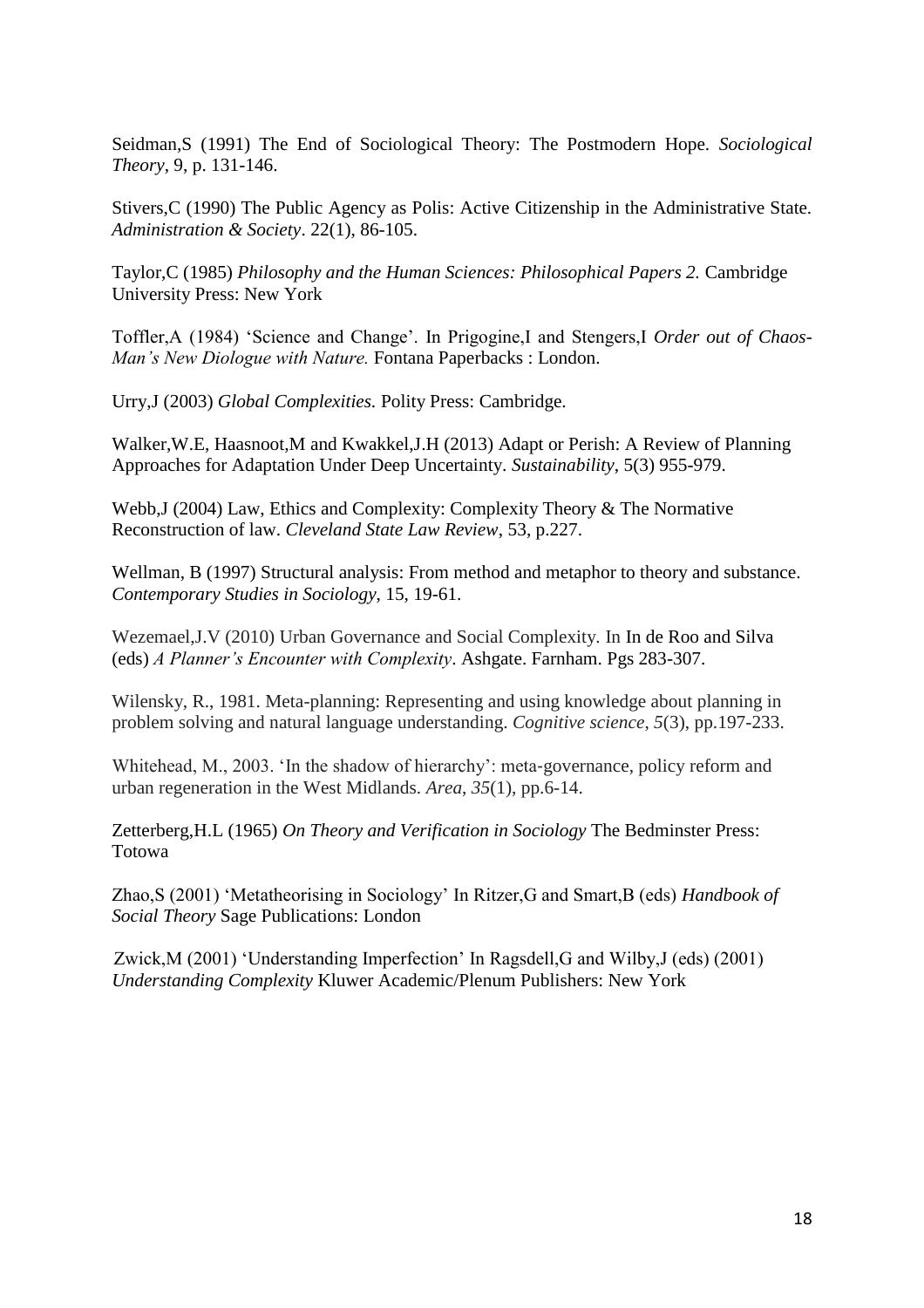Seidman,S (1991) The End of Sociological Theory: The Postmodern Hope. *Sociological Theory*, 9, p. 131-146.

Stivers,C (1990) The Public Agency as Polis: Active Citizenship in the Administrative State. *Administration & Society*. 22(1), 86-105.

Taylor,C (1985) *Philosophy and the Human Sciences: Philosophical Papers 2.* Cambridge University Press: New York

Toffler,A (1984) 'Science and Change'. In Prigogine,I and Stengers,I *Order out of Chaos-Man's New Diologue with Nature.* Fontana Paperbacks : London.

Urry,J (2003) *Global Complexities.* Polity Press: Cambridge.

Walker,W.E, Haasnoot,M and Kwakkel,J.H (2013) Adapt or Perish: A Review of Planning Approaches for Adaptation Under Deep Uncertainty. *Sustainability*, 5(3) 955-979.

Webb,J (2004) Law, Ethics and Complexity: Complexity Theory & The Normative Reconstruction of law. *Cleveland State Law Review*, 53, p.227.

Wellman, B (1997) Structural analysis: From method and metaphor to theory and substance. *Contemporary Studies in Sociology*, 15, 19-61.

Wezemael,J.V (2010) Urban Governance and Social Complexity. In In de Roo and Silva (eds) *A Planner's Encounter with Complexity*. Ashgate. Farnham. Pgs 283-307.

Wilensky, R., 1981. Meta-planning: Representing and using knowledge about planning in problem solving and natural language understanding. *Cognitive science*, *5*(3), pp.197-233.

Whitehead, M., 2003. 'In the shadow of hierarchy': meta-governance, policy reform and urban regeneration in the West Midlands. *Area*, *35*(1), pp.6-14.

Zetterberg,H.L (1965) *On Theory and Verification in Sociology* The Bedminster Press: Totowa

Zhao,S (2001) 'Metatheorising in Sociology' In Ritzer,G and Smart,B (eds) *Handbook of Social Theory* Sage Publications: London

Zwick,M (2001) 'Understanding Imperfection' In Ragsdell,G and Wilby,J (eds) (2001) *Understanding Complexity* Kluwer Academic/Plenum Publishers: New York